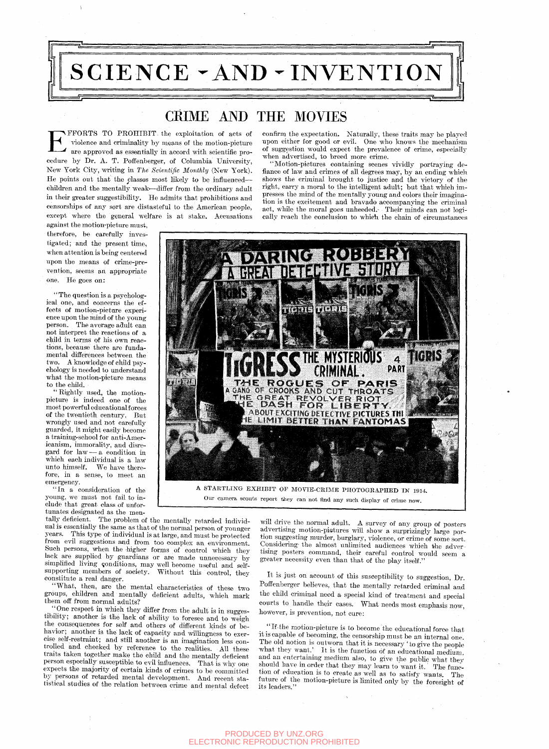# SCIENCE - AND - INVENTION

## CRIME AND THE MOVIES

EFFORTS TO PROHIBIT the exploitation of acts of violence and criminality by means of the motion-picture are approved as essentially in accord with scientific procedure by Dr. A. T. Poffenberger, of Columbia University, New York City, writing in *The Scientific Monthly* (New York). He points out that the classes most likely to be influenced—children and the mentally weak—differ from the ordinary adult in their greater suggestibility. He admits that prohibitions and censorships of any sort are distasteful to the American people, except where the general welfare is at stake. Accusations against the motion-picture must, therefore, be carefully investigated; and the present time, when attention is being centered upon the means of crime-prevention, seems an appropriate one. He goes on:

"The question is a psychological one, and concerns the effects of motion-picture experience upon the mind of the young person. The average adult can not interpret the reactions of a child in terms of his own reactions, because there are fundamental differences between the two. A knowledge of child psychology is needed to understand what the motion-picture means to the child.

"Rightly used, the motion-picture is indeed one of the most powerful educational forces of the twentieth century. But wrongly used and not carefully guarded, it might easily become a training-school for anti-Americanism, immorality, and disregard for law — a condition in which each individual is a law unto himself. We have therefore, in a sense, to meet an emergency.

"In a consideration of the young, we must not fail to include that great class of unfortunates designated as the mentally deficient. The problem of the mentally retarded individual is essentially the same as that of the normal person of younger years. This type of individual is at large, and must be protected from evil suggestions and from too complex an environment. Such persons, when the higher forms of control which they lack are supplied by guardians or are made unnecessary by simplified living conditions, may well become useful and self-supporting members of society. Without this control, they constitute a real danger.

"What, then, are the mental characteristics of these two groups, children and mentally deficient adults, which mark them off from normal adults?

"One respect in which they differ from the adult is in suggestibility; another is the lack of ability to foresee and to weigh the consequences for self and others of different kinds of behavior; another is the lack of capacity and willingness to exercise self-restraint; and still another is an imagination less controlled and checked by reference to the realities. All these traits taken together make the child and the mentally deficient person especially susceptible to evil influences. That is why one expects the majority of certain kinds of crimes to be committed by persons of retarded mental development. And recent statistical studies of the relation between crime and mental defect confirm the expectation. Naturally, these traits may be played upon either for good or evil. One who knows the mechanism of suggestion would expect the prevalence of crime, especially when advertised, to breed more crime.

"Motion-pictures containing scenes vividly portraying defiance of law and crimes of all degrees may, by an ending which shows the criminal brought to justice and the victory of the right, carry a moral to the intelligent adult; but that which impresses the mind of the mentally young and colors their imagination is the excitement and bravado accompanying the criminal act, while the moral goes unheeded. Their minds can not logically reach the conclusion to which the chain of circumstances will drive the normal adult. A survey of any group of posters advertising motion-pictures will show a surprizingly large portion suggesting murder, burglary, violence, or crime of some sort. Considering the almost unlimited audiences which the advertising posters command, their careful control would seem a greater necessity even than that of the play itself."

A STARTLING EXHIBIT OF MOVIE-CRIME PHOTOGRAPHED IN 1914.

Our camera scouts report they can not find any such display of crime now.

It is just on account of this susceptibility to suggestion, Dr. Poffenberger believes, that the mentally retarded criminal and the child criminal need a special kind of treatment and special courts to handle their cases. What needs most emphasis now, however, is prevention, not cure:

"If the motion-picture is to become the educational force that it is capable of becoming, the censorship must be an internal one. The old notion is outworn that it is necessary 'to give the people what they want.' It is the function of an educational medium, and an entertaining medium also, to give the public what they should have in order that they may learn to want it. The function of education is to create as well as to satisfy wants. The future of the motion-picture is limited only by the foresight of its leaders."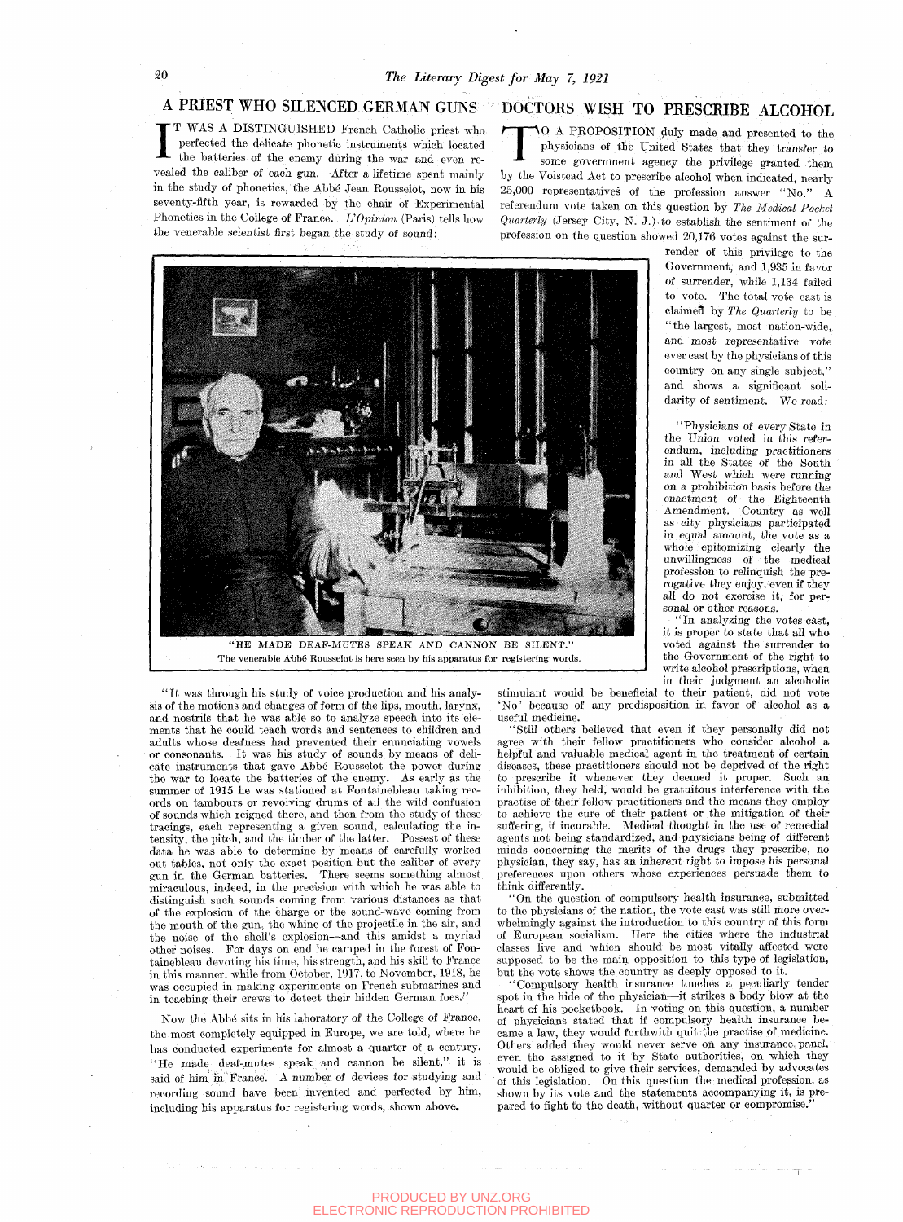## A PRIEST WHO SILENCED GERMAN GUNS

IT WAS A DISTINGUISHED French Catholic priest who perfected the delicate phonetic instruments which located the batteries of the enemy during the war and even revealed the caliber of each gun. After a lifetime spent mainly in the study of phonetics, the Abbé Jean Rousselot, now in his seventy-fifth year, is rewarded by the chair of Experimental Phonetics in the College of France. *L'Opinion* (Paris) tells how the venerable scientist first began the study of sound:

"HE MADE DEAF-MUTES SPEAK AND CANNON BE SILENT."
The venerable Abbé Rousselot is here seen by his apparatus for registering words.

"It was through his study of voice production and his analysis of the motions and changes of form of the lips, mouth, larynx, and nostrils that he was able so to analyze speech into its elements that he could teach words and sentences to children and adults whose deafness had prevented their enunciating vowels or consonants. It was his study of sounds by means of delicate instruments that gave Abbé Rousselot the power during the war to locate the batteries of the enemy. As early as the summer of 1915 he was stationed at Fontainebleau taking records on tambours or revolving drums of all the wild confusion of sounds which reigned there, and then from the study of these tracings, each representing a given sound, calculating the intensity, the pitch, and the timber of the latter. Possest of these data he was able to determine by means of carefully worked out tables, not only the exact position but the caliber of every gun in the German batteries. There seems something almost miraculous, indeed, in the precision with which he was able to distinguish such sounds coming from various distances as that of the explosion of the charge or the sound-wave coming from the mouth of the gun, the whine of the projectile in the air, and the noise of the shell's explosion—and this amidst a myriad other noises. For days on end he camped in the forest of Fontainebleau devoting his time, his strength, and his skill to France in this manner, while from October, 1917, to November, 1918, he was occupied in making experiments on French submarines and in teaching their crews to detect their hidden German foes."

Now the Abbé sits in his laboratory of the College of France, the most completely equipped in Europe, we are told, where he has conducted experiments for almost a quarter of a century. "He made deaf-mutes speak and cannon be silent," it is said of him in France. A number of devices for studying and recording sound have been invented and perfected by him, including his apparatus for registering words, shown above.

## DOCTORS WISH TO PRESCRIBE ALCOHOL

TO A PROPOSITION duly made and presented to the physicians of the United States that they transfer to some government agency the privilege granted them by the Volstead Act to prescribe alcohol when indicated, nearly 25,000 representatives of the profession answer "No." A referendum vote taken on this question by *The Medical Pocket Quarterly* (Jersey City, N. J.) to establish the sentiment of the profession on the question showed 20,176 votes against the surrender of this privilege to the Government, and 1,935 in favor of surrender, while 1,134 failed to vote. The total vote cast is claimed by *The Quarterly* to be "the largest, most nation-wide, and most representative vote ever cast by the physicians of this country on any single subject," and shows a significant solidarity of sentiment. We read:

"Physicians of every State in the Union voted in this referendum, including practitioners in all the States of the South and West which were running on a prohibition basis before the enactment of the Eighteenth Amendment. Country as well as city physicians participated in equal amount, the vote as a whole epitomizing clearly the unwillingness of the medical profession to relinquish the prerogative they enjoy, even if they all do not exercise it, for personal or other reasons.

"In analyzing the votes cast, it is proper to state that all who voted against the surrender to the Government of the right to write alcohol prescriptions, when in their judgment an alcoholic stimulant would be beneficial to their patient, did not vote 'No' because of any predisposition in favor of alcohol as a useful medicine.

"Still others believed that even if they personally did not agree with their fellow practitioners who consider alcohol a helpful and valuable medical agent in the treatment of certain diseases, these practitioners should not be deprived of the right to prescribe it whenever they deemed it proper. Such an inhibition, they held, would be gratuitous interference with the practise of their fellow practitioners and the means they employ to achieve the cure of their patient or the mitigation of their suffering, if incurable. Medical thought in the use of remedial agents not being standardized, and physicians being of different minds concerning the merits of the drugs they prescribe, no physician, they say, has an inherent right to impose his personal preferences upon others whose experiences persuade them to think differently.

"On the question of compulsory health insurance, submitted to the physicians of the nation, the vote cast was still more overwhelmingly against the introduction to this country of this form of European socialism. Here the cities where the industrial classes live and which should be most vitally affected were supposed to be the main opposition to this type of legislation, but the vote shows the country as deeply opposed to it.

"Compulsory health insurance touches a peculiarly tender spot in the hide of the physician—it strikes a body blow at the heart of his pocketbook. In voting on this question, a number of physicians stated that if compulsory health insurance became a law, they would forthwith quit the practise of medicine. Others added they would never serve on any insurance panel, even tho assigned to it by State authorities, on which they would be obliged to give their services, demanded by advocates of this legislation. On this question the medical profession, as shown by its vote and the statements accompanying it, is prepared to fight to the death, without quarter or compromise."